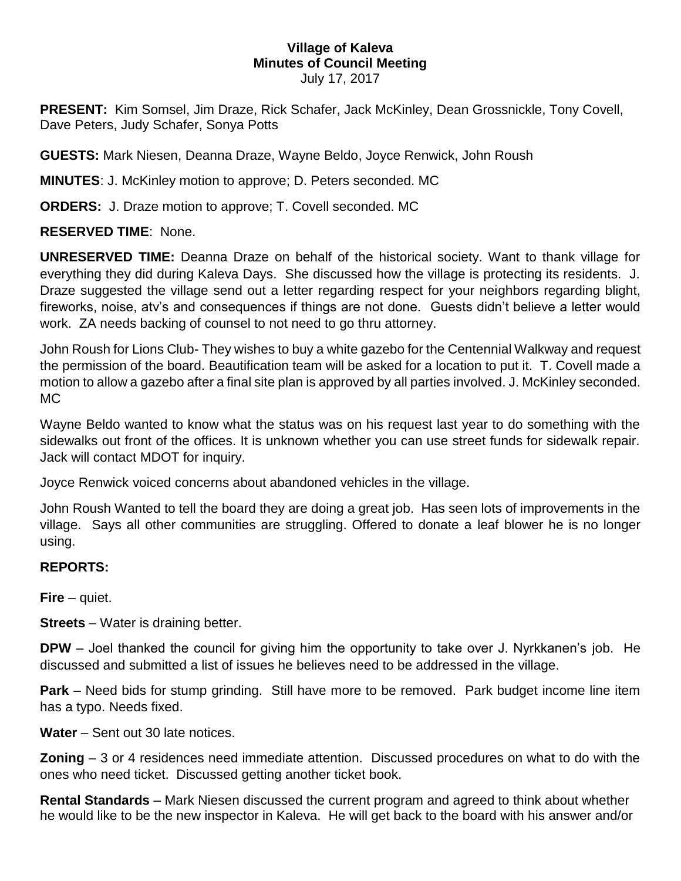**Village of Kaleva**
**Minutes of Council Meeting**
July 17, 2017

**PRESENT:** Kim Somsel, Jim Draze, Rick Schafer, Jack McKinley, Dean Grossnickle, Tony Covell, Dave Peters, Judy Schafer, Sonya Potts

**GUESTS:** Mark Niesen, Deanna Draze, Wayne Beldo, Joyce Renwick, John Roush

**MINUTES**: J. McKinley motion to approve; D. Peters seconded. MC

**ORDERS:** J. Draze motion to approve; T. Covell seconded. MC

**RESERVED TIME**: None.

**UNRESERVED TIME:** Deanna Draze on behalf of the historical society. Want to thank village for everything they did during Kaleva Days. She discussed how the village is protecting its residents. J. Draze suggested the village send out a letter regarding respect for your neighbors regarding blight, fireworks, noise, atv's and consequences if things are not done. Guests didn't believe a letter would work. ZA needs backing of counsel to not need to go thru attorney.

John Roush for Lions Club- They wishes to buy a white gazebo for the Centennial Walkway and request the permission of the board. Beautification team will be asked for a location to put it. T. Covell made a motion to allow a gazebo after a final site plan is approved by all parties involved. J. McKinley seconded. MC

Wayne Beldo wanted to know what the status was on his request last year to do something with the sidewalks out front of the offices. It is unknown whether you can use street funds for sidewalk repair. Jack will contact MDOT for inquiry.

Joyce Renwick voiced concerns about abandoned vehicles in the village.

John Roush Wanted to tell the board they are doing a great job. Has seen lots of improvements in the village. Says all other communities are struggling. Offered to donate a leaf blower he is no longer using.

**REPORTS:**

**Fire** – quiet.

**Streets** – Water is draining better.

**DPW** – Joel thanked the council for giving him the opportunity to take over J. Nyrkkanen's job. He discussed and submitted a list of issues he believes need to be addressed in the village.

**Park** – Need bids for stump grinding. Still have more to be removed. Park budget income line item has a typo. Needs fixed.

**Water** – Sent out 30 late notices.

**Zoning** – 3 or 4 residences need immediate attention. Discussed procedures on what to do with the ones who need ticket. Discussed getting another ticket book.

**Rental Standards** – Mark Niesen discussed the current program and agreed to think about whether he would like to be the new inspector in Kaleva. He will get back to the board with his answer and/or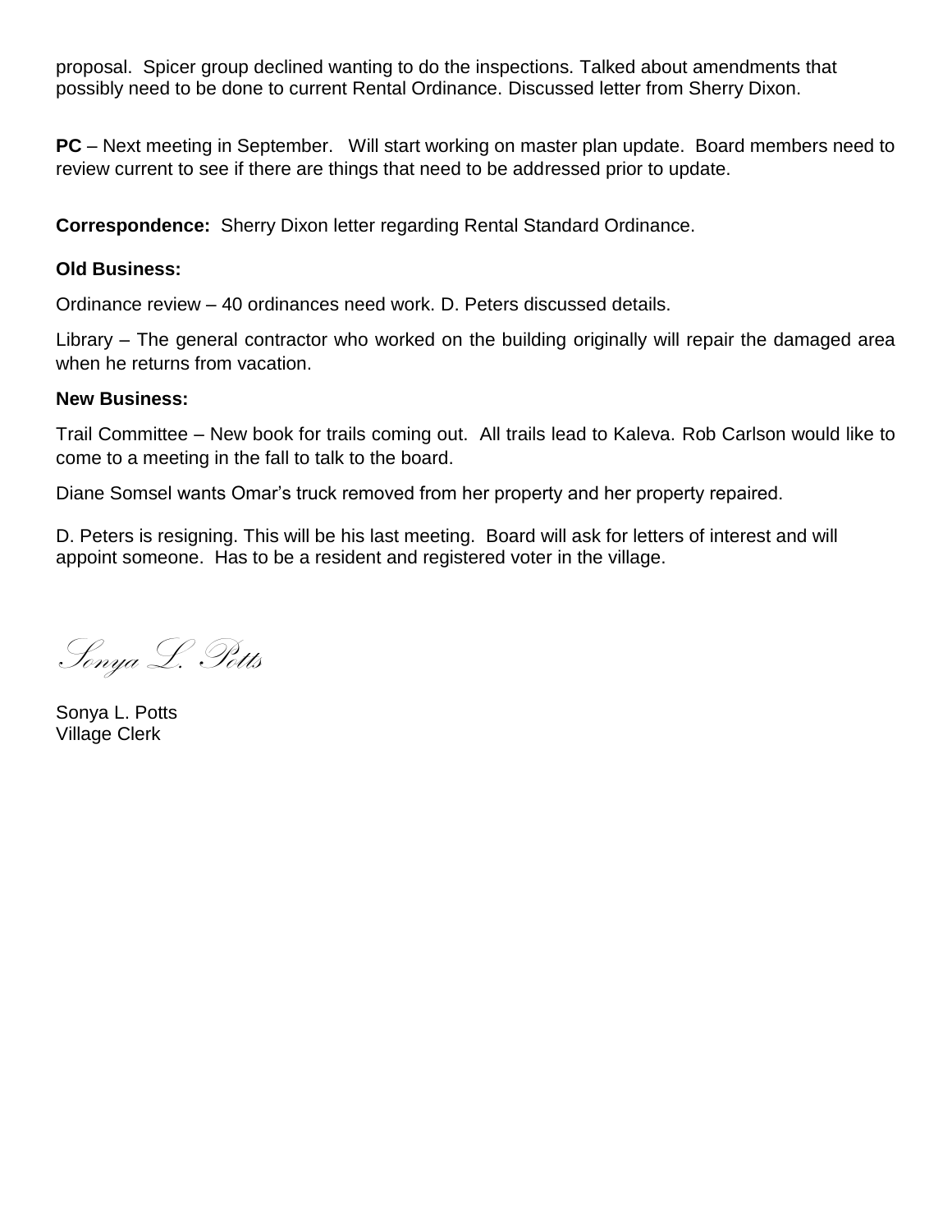proposal. Spicer group declined wanting to do the inspections. Talked about amendments that possibly need to be done to current Rental Ordinance. Discussed letter from Sherry Dixon.

**PC** – Next meeting in September. Will start working on master plan update. Board members need to review current to see if there are things that need to be addressed prior to update.

**Correspondence:** Sherry Dixon letter regarding Rental Standard Ordinance.

**Old Business:**

Ordinance review – 40 ordinances need work. D. Peters discussed details.

Library – The general contractor who worked on the building originally will repair the damaged area when he returns from vacation.

**New Business:**

Trail Committee – New book for trails coming out. All trails lead to Kaleva. Rob Carlson would like to come to a meeting in the fall to talk to the board.

Diane Somsel wants Omar's truck removed from her property and her property repaired.

D. Peters is resigning. This will be his last meeting. Board will ask for letters of interest and will appoint someone. Has to be a resident and registered voter in the village.

*Sonya L. Potts*

Sonya L. Potts
Village Clerk